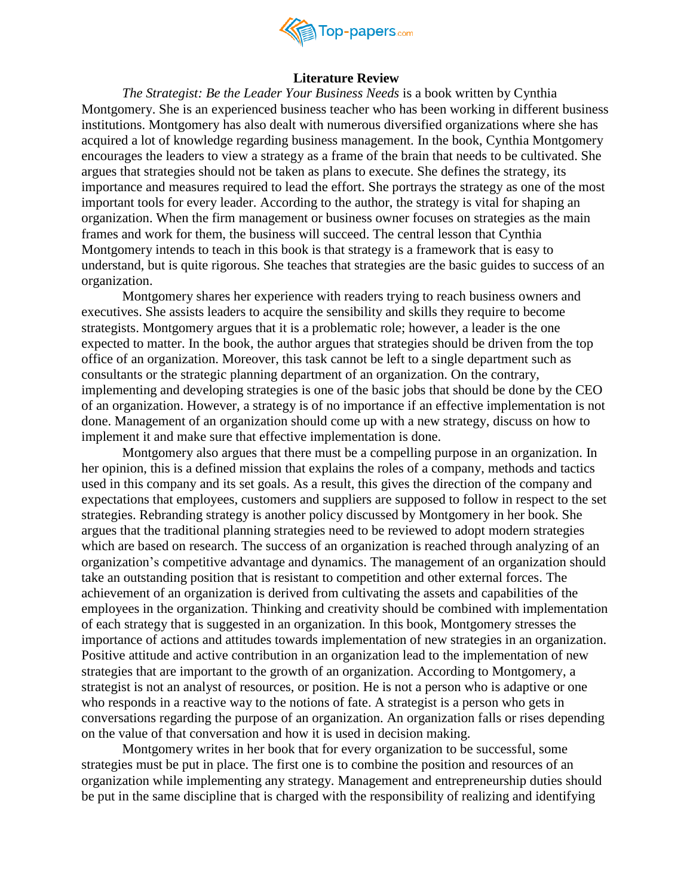# Literature Review

*The Strategist: Be the Leader Your Business Needs* is a book written by Cynthia Montgomery. She is an experienced business teacher who has been working in different business institutions. Montgomery has also dealt with numerous diversified organizations where she has acquired a lot of knowledge regarding business management. In the book, Cynthia Montgomery encourages the leaders to view a strategy as a frame of the brain that needs to be cultivated. She argues that strategies should not be taken as plans to execute. She defines the strategy, its importance and measures required to lead the effort. She portrays the strategy as one of the most important tools for every leader. According to the author, the strategy is vital for shaping an organization. When the firm management or business owner focuses on strategies as the main frames and work for them, the business will succeed. The central lesson that Cynthia Montgomery intends to teach in this book is that strategy is a framework that is easy to understand, but is quite rigorous. She teaches that strategies are the basic guides to success of an organization.

Montgomery shares her experience with readers trying to reach business owners and executives. She assists leaders to acquire the sensibility and skills they require to become strategists. Montgomery argues that it is a problematic role; however, a leader is the one expected to matter. In the book, the author argues that strategies should be driven from the top office of an organization. Moreover, this task cannot be left to a single department such as consultants or the strategic planning department of an organization. On the contrary, implementing and developing strategies is one of the basic jobs that should be done by the CEO of an organization. However, a strategy is of no importance if an effective implementation is not done. Management of an organization should come up with a new strategy, discuss on how to implement it and make sure that effective implementation is done.

Montgomery also argues that there must be a compelling purpose in an organization. In her opinion, this is a defined mission that explains the roles of a company, methods and tactics used in this company and its set goals. As a result, this gives the direction of the company and expectations that employees, customers and suppliers are supposed to follow in respect to the set strategies. Rebranding strategy is another policy discussed by Montgomery in her book. She argues that the traditional planning strategies need to be reviewed to adopt modern strategies which are based on research. The success of an organization is reached through analyzing of an organization's competitive advantage and dynamics. The management of an organization should take an outstanding position that is resistant to competition and other external forces. The achievement of an organization is derived from cultivating the assets and capabilities of the employees in the organization. Thinking and creativity should be combined with implementation of each strategy that is suggested in an organization. In this book, Montgomery stresses the importance of actions and attitudes towards implementation of new strategies in an organization. Positive attitude and active contribution in an organization lead to the implementation of new strategies that are important to the growth of an organization. According to Montgomery, a strategist is not an analyst of resources, or position. He is not a person who is adaptive or one who responds in a reactive way to the notions of fate. A strategist is a person who gets in conversations regarding the purpose of an organization. An organization falls or rises depending on the value of that conversation and how it is used in decision making.

Montgomery writes in her book that for every organization to be successful, some strategies must be put in place. The first one is to combine the position and resources of an organization while implementing any strategy. Management and entrepreneurship duties should be put in the same discipline that is charged with the responsibility of realizing and identifying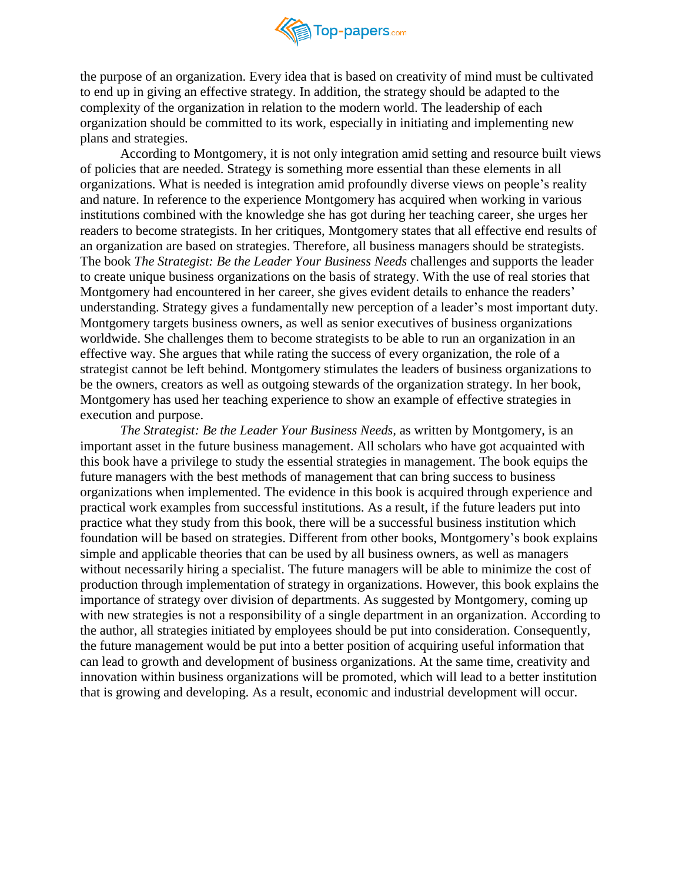the purpose of an organization. Every idea that is based on creativity of mind must be cultivated to end up in giving an effective strategy. In addition, the strategy should be adapted to the complexity of the organization in relation to the modern world. The leadership of each organization should be committed to its work, especially in initiating and implementing new plans and strategies.

According to Montgomery, it is not only integration amid setting and resource built views of policies that are needed. Strategy is something more essential than these elements in all organizations. What is needed is integration amid profoundly diverse views on people's reality and nature. In reference to the experience Montgomery has acquired when working in various institutions combined with the knowledge she has got during her teaching career, she urges her readers to become strategists. In her critiques, Montgomery states that all effective end results of an organization are based on strategies. Therefore, all business managers should be strategists. The book *The Strategist: Be the Leader Your Business Needs* challenges and supports the leader to create unique business organizations on the basis of strategy. With the use of real stories that Montgomery had encountered in her career, she gives evident details to enhance the readers' understanding. Strategy gives a fundamentally new perception of a leader's most important duty. Montgomery targets business owners, as well as senior executives of business organizations worldwide. She challenges them to become strategists to be able to run an organization in an effective way. She argues that while rating the success of every organization, the role of a strategist cannot be left behind. Montgomery stimulates the leaders of business organizations to be the owners, creators as well as outgoing stewards of the organization strategy. In her book, Montgomery has used her teaching experience to show an example of effective strategies in execution and purpose.

*The Strategist: Be the Leader Your Business Needs,* as written by Montgomery, is an important asset in the future business management. All scholars who have got acquainted with this book have a privilege to study the essential strategies in management. The book equips the future managers with the best methods of management that can bring success to business organizations when implemented. The evidence in this book is acquired through experience and practical work examples from successful institutions. As a result, if the future leaders put into practice what they study from this book, there will be a successful business institution which foundation will be based on strategies. Different from other books, Montgomery's book explains simple and applicable theories that can be used by all business owners, as well as managers without necessarily hiring a specialist. The future managers will be able to minimize the cost of production through implementation of strategy in organizations. However, this book explains the importance of strategy over division of departments. As suggested by Montgomery, coming up with new strategies is not a responsibility of a single department in an organization. According to the author, all strategies initiated by employees should be put into consideration. Consequently, the future management would be put into a better position of acquiring useful information that can lead to growth and development of business organizations. At the same time, creativity and innovation within business organizations will be promoted, which will lead to a better institution that is growing and developing. As a result, economic and industrial development will occur.